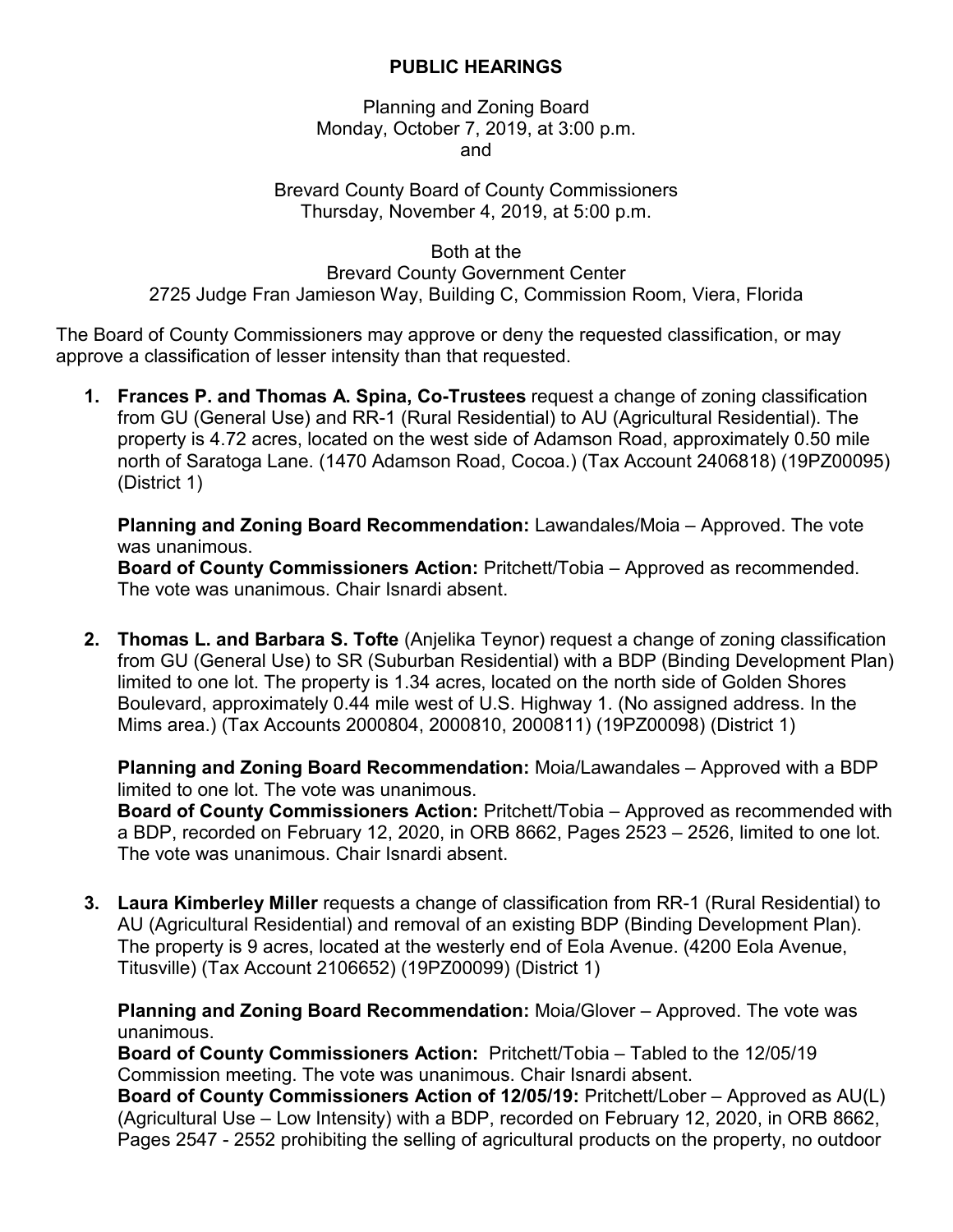# PUBLIC HEARINGS

Planning and Zoning Board
Monday, October 7, 2019, at 3:00 p.m.
and

Brevard County Board of County Commissioners
Thursday, November 4, 2019, at 5:00 p.m.

Both at the
Brevard County Government Center
2725 Judge Fran Jamieson Way, Building C, Commission Room, Viera, Florida

The Board of County Commissioners may approve or deny the requested classification, or may approve a classification of lesser intensity than that requested.

1. **Frances P. and Thomas A. Spina, Co-Trustees** request a change of zoning classification from GU (General Use) and RR-1 (Rural Residential) to AU (Agricultural Residential). The property is 4.72 acres, located on the west side of Adamson Road, approximately 0.50 mile north of Saratoga Lane. (1470 Adamson Road, Cocoa.) (Tax Account 2406818) (19PZ00095) (District 1)

   **Planning and Zoning Board Recommendation:** Lawandales/Moia – Approved. The vote was unanimous.
   **Board of County Commissioners Action:** Pritchett/Tobia – Approved as recommended. The vote was unanimous. Chair Isnardi absent.

2. **Thomas L. and Barbara S. Tofte** (Anjelika Teynor) request a change of zoning classification from GU (General Use) to SR (Suburban Residential) with a BDP (Binding Development Plan) limited to one lot. The property is 1.34 acres, located on the north side of Golden Shores Boulevard, approximately 0.44 mile west of U.S. Highway 1. (No assigned address. In the Mims area.) (Tax Accounts 2000804, 2000810, 2000811) (19PZ00098) (District 1)

   **Planning and Zoning Board Recommendation:** Moia/Lawandales – Approved with a BDP limited to one lot. The vote was unanimous.
   **Board of County Commissioners Action:** Pritchett/Tobia – Approved as recommended with a BDP, recorded on February 12, 2020, in ORB 8662, Pages 2523 – 2526, limited to one lot. The vote was unanimous. Chair Isnardi absent.

3. **Laura Kimberley Miller** requests a change of classification from RR-1 (Rural Residential) to AU (Agricultural Residential) and removal of an existing BDP (Binding Development Plan). The property is 9 acres, located at the westerly end of Eola Avenue. (4200 Eola Avenue, Titusville) (Tax Account 2106652) (19PZ00099) (District 1)

   **Planning and Zoning Board Recommendation:** Moia/Glover – Approved. The vote was unanimous.
   **Board of County Commissioners Action:** Pritchett/Tobia – Tabled to the 12/05/19 Commission meeting. The vote was unanimous. Chair Isnardi absent.
   **Board of County Commissioners Action of 12/05/19:** Pritchett/Lober – Approved as AU(L) (Agricultural Use – Low Intensity) with a BDP, recorded on February 12, 2020, in ORB 8662, Pages 2547 - 2552 prohibiting the selling of agricultural products on the property, no outdoor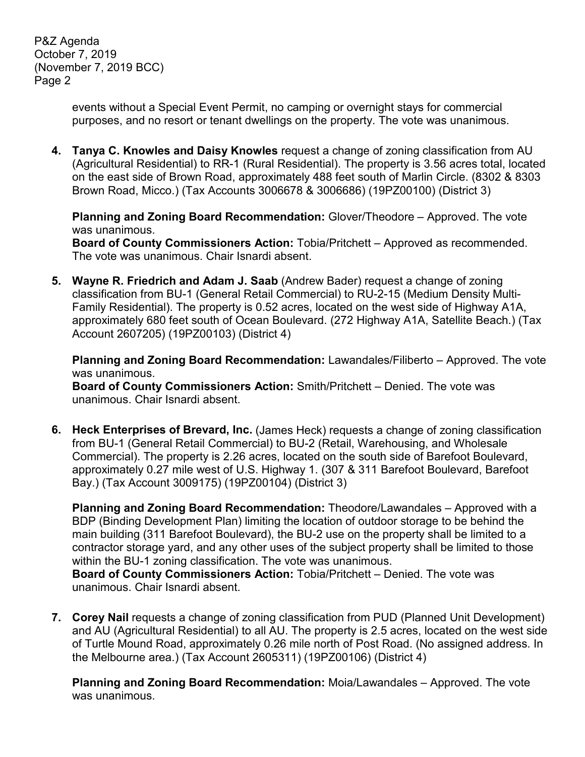events without a Special Event Permit, no camping or overnight stays for commercial purposes, and no resort or tenant dwellings on the property. The vote was unanimous.

4. **Tanya C. Knowles and Daisy Knowles** request a change of zoning classification from AU (Agricultural Residential) to RR-1 (Rural Residential). The property is 3.56 acres total, located on the east side of Brown Road, approximately 488 feet south of Marlin Circle. (8302 & 8303 Brown Road, Micco.) (Tax Accounts 3006678 & 3006686) (19PZ00100) (District 3)

   **Planning and Zoning Board Recommendation:** Glover/Theodore – Approved. The vote was unanimous.
   **Board of County Commissioners Action:** Tobia/Pritchett – Approved as recommended. The vote was unanimous. Chair Isnardi absent.

5. **Wayne R. Friedrich and Adam J. Saab** (Andrew Bader) request a change of zoning classification from BU-1 (General Retail Commercial) to RU-2-15 (Medium Density Multi-Family Residential). The property is 0.52 acres, located on the west side of Highway A1A, approximately 680 feet south of Ocean Boulevard. (272 Highway A1A, Satellite Beach.) (Tax Account 2607205) (19PZ00103) (District 4)

   **Planning and Zoning Board Recommendation:** Lawandales/Filiberto – Approved. The vote was unanimous.
   **Board of County Commissioners Action:** Smith/Pritchett – Denied. The vote was unanimous. Chair Isnardi absent.

6. **Heck Enterprises of Brevard, Inc.** (James Heck) requests a change of zoning classification from BU-1 (General Retail Commercial) to BU-2 (Retail, Warehousing, and Wholesale Commercial). The property is 2.26 acres, located on the south side of Barefoot Boulevard, approximately 0.27 mile west of U.S. Highway 1. (307 & 311 Barefoot Boulevard, Barefoot Bay.) (Tax Account 3009175) (19PZ00104) (District 3)

   **Planning and Zoning Board Recommendation:** Theodore/Lawandales – Approved with a BDP (Binding Development Plan) limiting the location of outdoor storage to be behind the main building (311 Barefoot Boulevard), the BU-2 use on the property shall be limited to a contractor storage yard, and any other uses of the subject property shall be limited to those within the BU-1 zoning classification. The vote was unanimous.
   **Board of County Commissioners Action:** Tobia/Pritchett – Denied. The vote was unanimous. Chair Isnardi absent.

7. **Corey Nail** requests a change of zoning classification from PUD (Planned Unit Development) and AU (Agricultural Residential) to all AU. The property is 2.5 acres, located on the west side of Turtle Mound Road, approximately 0.26 mile north of Post Road. (No assigned address. In the Melbourne area.) (Tax Account 2605311) (19PZ00106) (District 4)

   **Planning and Zoning Board Recommendation:** Moia/Lawandales – Approved. The vote was unanimous.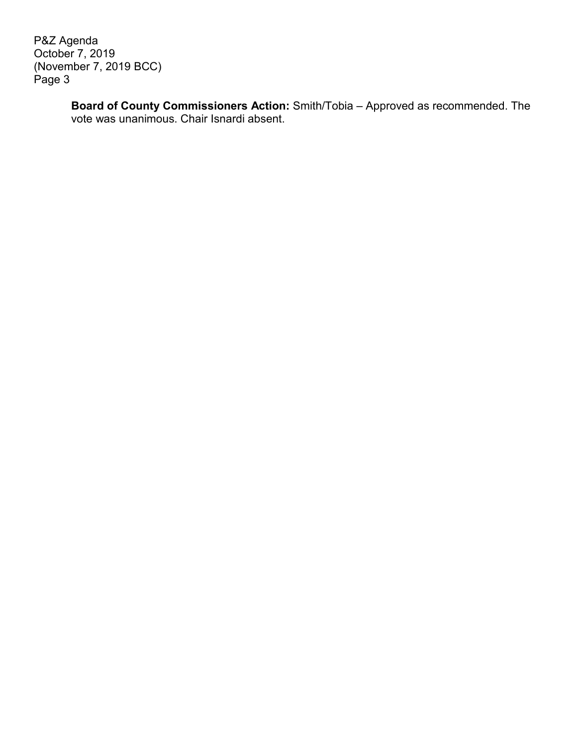**Board of County Commissioners Action:** Smith/Tobia – Approved as recommended. The vote was unanimous. Chair Isnardi absent.